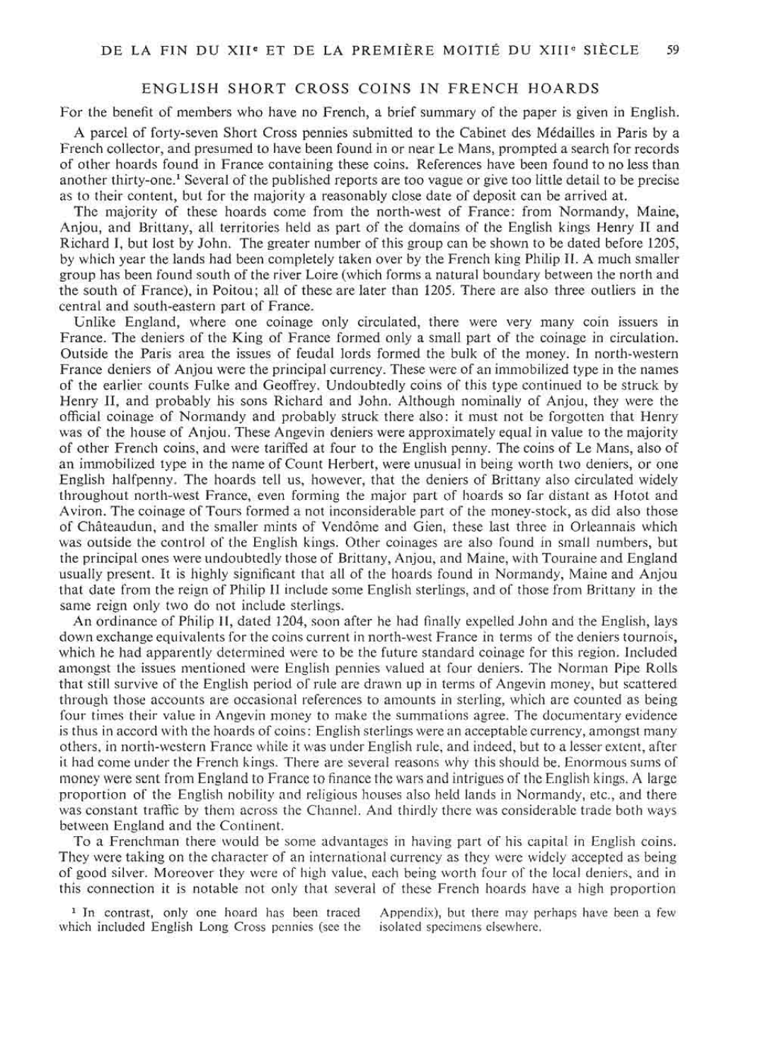## ENGLISH SHORT CROSS COINS IN FRENCH HOARDS

For the benefit of members who have no French, a brief summary of the paper is given in English.

A parcel of forty-seven Short Cross pennies submitted to the Cabinet des Médailles in Paris by a French collector, and presumed to have been found in or near Le Mans, prompted a search for records of other hoards found in France containing these coins. References have been found to no less than another thirty-one.[1] Several of the published reports are too vague or give too little detail to be precise as to their content, but for the majority a reasonably close date of deposit can be arrived at.

The majority of these hoards come from the north-west of France: from Normandy, Maine, Anjou, and Brittany, all territories held as part of the domains of the English kings Henry II and Richard I, but lost by John. The greater number of this group can be shown to be dated before 1205, by which year the lands had been completely taken over by the French king Philip II. A much smaller group has been found south of the river Loire (which forms a natural boundary between the north and the south of France), in Poitou; all of these are later than 1205. There are also three outliers in the central and south-eastern part of France.

Unlike England, where one coinage only circulated, there were very many coin issuers in France. The deniers of the King of France formed only a small part of the coinage in circulation. Outside the Paris area the issues of feudal lords formed the bulk of the money. In north-western France deniers of Anjou were the principal currency. These were of an immobilized type in the names of the earlier counts Fulke and Geoffrey. Undoubtedly coins of this type continued to be struck by Henry II, and probably his sons Richard and John. Although nominally of Anjou, they were the official coinage of Normandy and probably struck there also: it must not be forgotten that Henry was of the house of Anjou. These Angevin deniers were approximately equal in value to the majority of other French coins, and were tariffed at four to the English penny. The coins of Le Mans, also of an immobilized type in the name of Count Herbert, were unusual in being worth two deniers, or one English halfpenny. The hoards tell us, however, that the deniers of Brittany also circulated widely throughout north-west France, even forming the major part of hoards so far distant as Hotot and Aviron. The coinage of Tours formed a not inconsiderable part of the money-stock, as did also those of Châteaudun, and the smaller mints of Vendôme and Gien, these last three in Orleannais which was outside the control of the English kings. Other coinages are also found in small numbers, but the principal ones were undoubtedly those of Brittany, Anjou, and Maine, with Touraine and England usually present. It is highly significant that all of the hoards found in Normandy, Maine and Anjou that date from the reign of Philip II include some English sterlings, and of those from Brittany in the same reign only two do not include sterlings.

An ordinance of Philip II, dated 1204, soon after he had finally expelled John and the English, lays down exchange equivalents for the coins current in north-west France in terms of the deniers tournois, which he had apparently determined were to be the future standard coinage for this region. Included amongst the issues mentioned were English pennies valued at four deniers. The Norman Pipe Rolls that still survive of the English period of rule are drawn up in terms of Angevin money, but scattered through those accounts are occasional references to amounts in sterling, which are counted as being four times their value in Angevin money to make the summations agree. The documentary evidence is thus in accord with the hoards of coins: English sterlings were an acceptable currency, amongst many others, in north-western France while it was under English rule, and indeed, but to a lesser extent, after it had come under the French kings. There are several reasons why this should be. Enormous sums of money were sent from England to France to finance the wars and intrigues of the English kings. A large proportion of the English nobility and religious houses also held lands in Normandy, etc., and there was constant traffic by them across the Channel. And thirdly there was considerable trade both ways between England and the Continent.

To a Frenchman there would be some advantages in having part of his capital in English coins. They were taking on the character of an international currency as they were widely accepted as being of good silver. Moreover they were of high value, each being worth four of the local deniers, and in this connection it is notable not only that several of these French hoards have a high proportion

[1] In contrast, only one hoard has been traced which included English Long Cross pennies (see the Appendix), but there may perhaps have been a few isolated specimens elsewhere.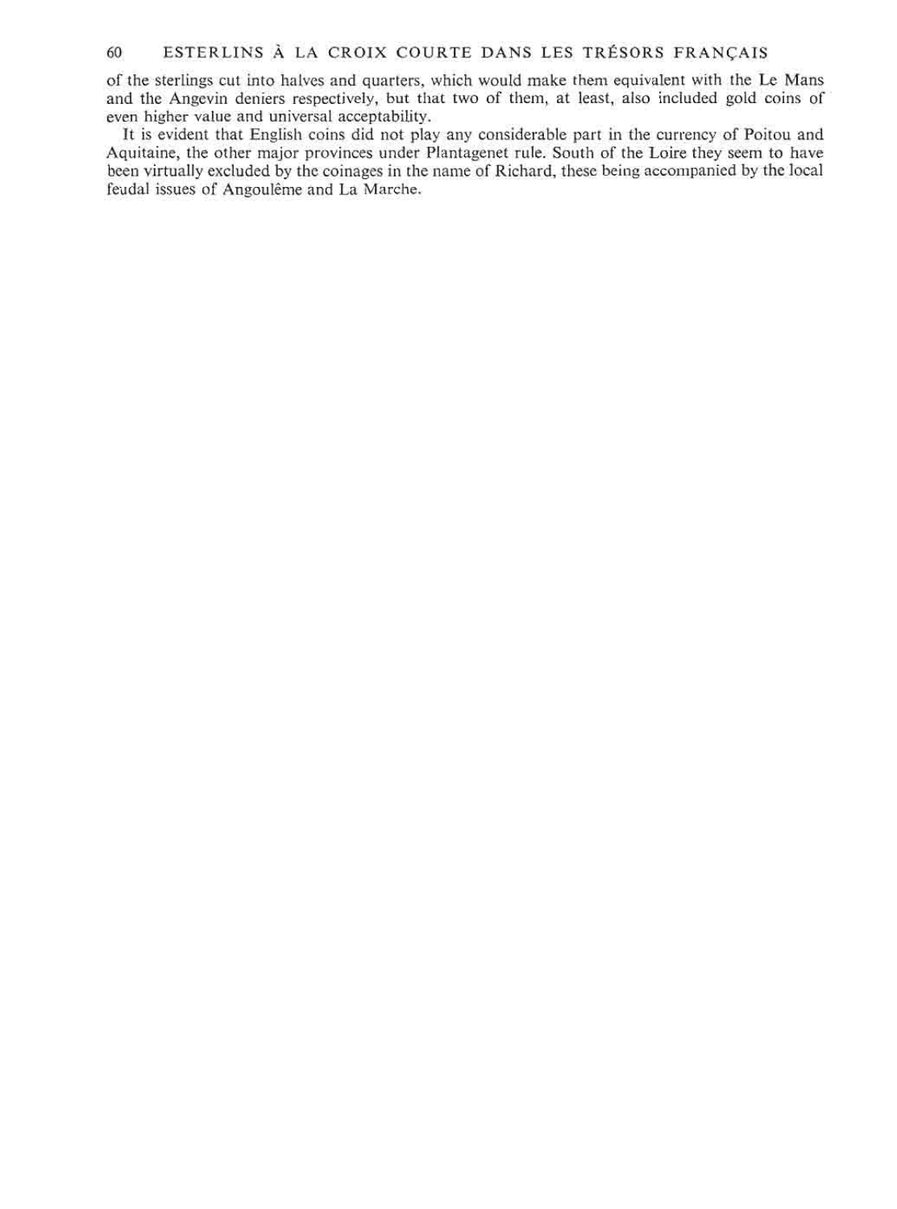of the sterlings cut into halves and quarters, which would make them equivalent with the Le Mans and the Angevin deniers respectively, but that two of them, at least, also included gold coins of even higher value and universal acceptability.

It is evident that English coins did not play any considerable part in the currency of Poitou and Aquitaine, the other major provinces under Plantagenet rule. South of the Loire they seem to have been virtually excluded by the coinages in the name of Richard, these being accompanied by the local feudal issues of Angoulême and La Marche.